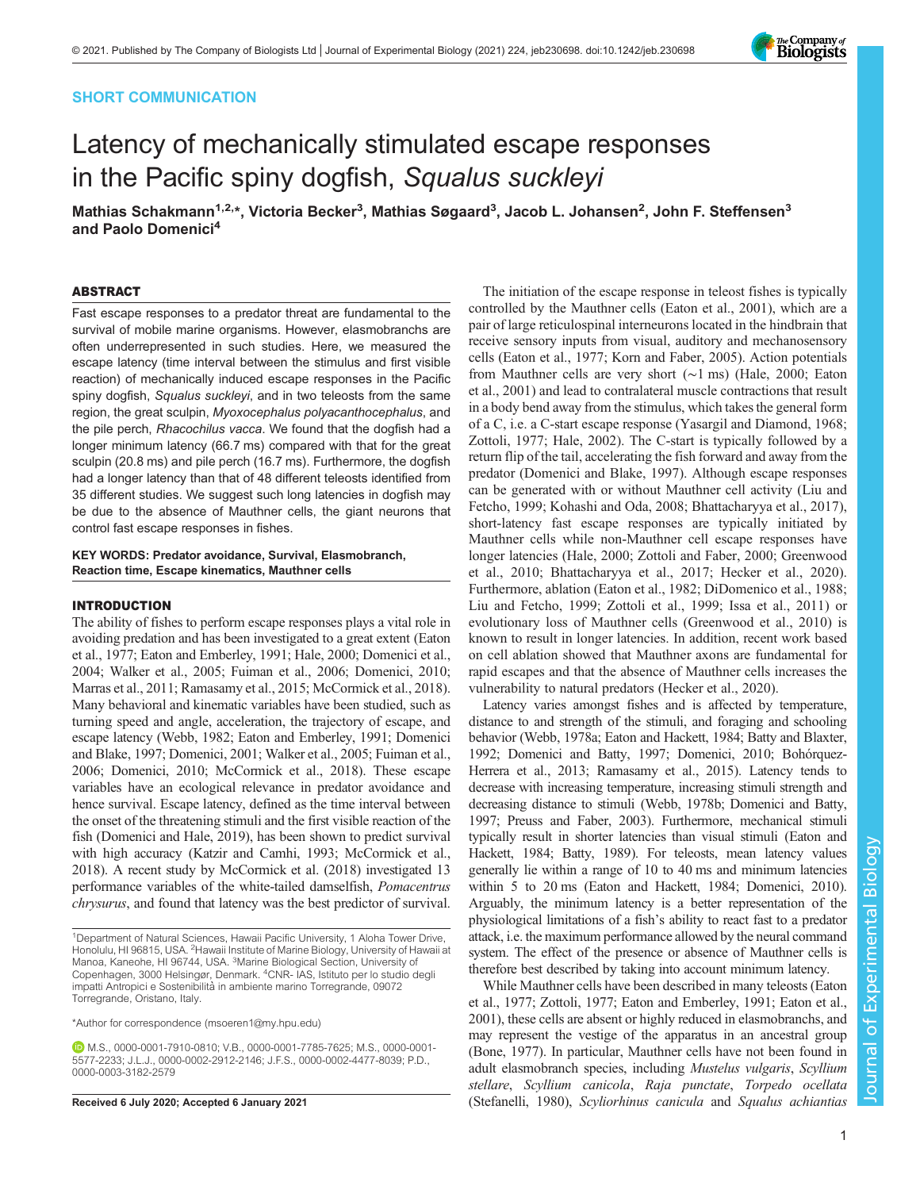SHORT COMMUNICATION

# Latency of mechanically stimulated escape responses in the Pacific spiny dogfish, *Squalus suckleyi*

**Mathias Schakmann[1,2,*], Victoria Becker[3], Mathias Søgaard[3], Jacob L. Johansen[2], John F. Steffensen[3] and Paolo Domenici[4]**

## ABSTRACT

Fast escape responses to a predator threat are fundamental to the survival of mobile marine organisms. However, elasmobranchs are often underrepresented in such studies. Here, we measured the escape latency (time interval between the stimulus and first visible reaction) of mechanically induced escape responses in the Pacific spiny dogfish, *Squalus suckleyi*, and in two teleosts from the same region, the great sculpin, *Myoxocephalus polyacanthocephalus*, and the pile perch, *Rhacochilus vacca*. We found that the dogfish had a longer minimum latency (66.7 ms) compared with that for the great sculpin (20.8 ms) and pile perch (16.7 ms). Furthermore, the dogfish had a longer latency than that of 48 different teleosts identified from 35 different studies. We suggest such long latencies in dogfish may be due to the absence of Mauthner cells, the giant neurons that control fast escape responses in fishes.

**KEY WORDS: Predator avoidance, Survival, Elasmobranch, Reaction time, Escape kinematics, Mauthner cells**

## INTRODUCTION

The ability of fishes to perform escape responses plays a vital role in avoiding predation and has been investigated to a great extent (Eaton et al., 1977; Eaton and Emberley, 1991; Hale, 2000; Domenici et al., 2004; Walker et al., 2005; Fuiman et al., 2006; Domenici, 2010; Marras et al., 2011; Ramasamy et al., 2015; McCormick et al., 2018). Many behavioral and kinematic variables have been studied, such as turning speed and angle, acceleration, the trajectory of escape, and escape latency (Webb, 1982; Eaton and Emberley, 1991; Domenici and Blake, 1997; Domenici, 2001; Walker et al., 2005; Fuiman et al., 2006; Domenici, 2010; McCormick et al., 2018). These escape variables have an ecological relevance in predator avoidance and hence survival. Escape latency, defined as the time interval between the onset of the threatening stimuli and the first visible reaction of the fish (Domenici and Hale, 2019), has been shown to predict survival with high accuracy (Katzir and Camhi, 1993; McCormick et al., 2018). A recent study by McCormick et al. (2018) investigated 13 performance variables of the white-tailed damselfish, *Pomacentrus chrysurus*, and found that latency was the best predictor of survival.

The initiation of the escape response in teleost fishes is typically controlled by the Mauthner cells (Eaton et al., 2001), which are a pair of large reticulospinal interneurons located in the hindbrain that receive sensory inputs from visual, auditory and mechanosensory cells (Eaton et al., 1977; Korn and Faber, 2005). Action potentials from Mauthner cells are very short (∼1 ms) (Hale, 2000; Eaton et al., 2001) and lead to contralateral muscle contractions that result in a body bend away from the stimulus, which takes the general form of a C, i.e. a C-start escape response (Yasargil and Diamond, 1968; Zottoli, 1977; Hale, 2002). The C-start is typically followed by a return flip of the tail, accelerating the fish forward and away from the predator (Domenici and Blake, 1997). Although escape responses can be generated with or without Mauthner cell activity (Liu and Fetcho, 1999; Kohashi and Oda, 2008; Bhattacharyya et al., 2017), short-latency fast escape responses are typically initiated by Mauthner cells while non-Mauthner cell escape responses have longer latencies (Hale, 2000; Zottoli and Faber, 2000; Greenwood et al., 2010; Bhattacharyya et al., 2017; Hecker et al., 2020). Furthermore, ablation (Eaton et al., 1982; DiDomenico et al., 1988; Liu and Fetcho, 1999; Zottoli et al., 1999; Issa et al., 2011) or evolutionary loss of Mauthner cells (Greenwood et al., 2010) is known to result in longer latencies. In addition, recent work based on cell ablation showed that Mauthner axons are fundamental for rapid escapes and that the absence of Mauthner cells increases the vulnerability to natural predators (Hecker et al., 2020).

Latency varies amongst fishes and is affected by temperature, distance to and strength of the stimuli, and foraging and schooling behavior (Webb, 1978a; Eaton and Hackett, 1984; Batty and Blaxter, 1992; Domenici and Batty, 1997; Domenici, 2010; Bohórquez-Herrera et al., 2013; Ramasamy et al., 2015). Latency tends to decrease with increasing temperature, increasing stimuli strength and decreasing distance to stimuli (Webb, 1978b; Domenici and Batty, 1997; Preuss and Faber, 2003). Furthermore, mechanical stimuli typically result in shorter latencies than visual stimuli (Eaton and Hackett, 1984; Batty, 1989). For teleosts, mean latency values generally lie within a range of 10 to 40 ms and minimum latencies within 5 to 20 ms (Eaton and Hackett, 1984; Domenici, 2010). Arguably, the minimum latency is a better representation of the physiological limitations of a fish's ability to react fast to a predator attack, i.e. the maximum performance allowed by the neural command system. The effect of the presence or absence of Mauthner cells is therefore best described by taking into account minimum latency.

While Mauthner cells have been described in many teleosts (Eaton et al., 1977; Zottoli, 1977; Eaton and Emberley, 1991; Eaton et al., 2001), these cells are absent or highly reduced in elasmobranchs, and may represent the vestige of the apparatus in an ancestral group (Bone, 1977). In particular, Mauthner cells have not been found in adult elasmobranch species, including *Mustelus vulgaris*, *Scyllium stellare*, *Scyllium canicola*, *Raja punctate*, *Torpedo ocellata* (Stefanelli, 1980), *Scyliorhinus canicula* and *Squalus achiantias*

[1]Department of Natural Sciences, Hawaii Pacific University, 1 Aloha Tower Drive, Honolulu, HI 96815, USA. [2]Hawaii Institute of Marine Biology, University of Hawaii at Manoa, Kaneohe, HI 96744, USA. [3]Marine Biological Section, University of Copenhagen, 3000 Helsingør, Denmark. [4]CNR- IAS, Istituto per lo studio degli impatti Antropici e Sostenibilità in ambiente marino Torregrande, 09072 Torregrande, Oristano, Italy.

*Author for correspondence (msoeren1@my.hpu.edu)

M.S., 0000-0001-7910-0810; V.B., 0000-0001-7785-7625; M.S., 0000-0001-5577-2233; J.L.J., 0000-0002-2912-2146; J.F.S., 0000-0002-4477-8039; P.D., 0000-0003-3182-2579

Received 6 July 2020; Accepted 6 January 2021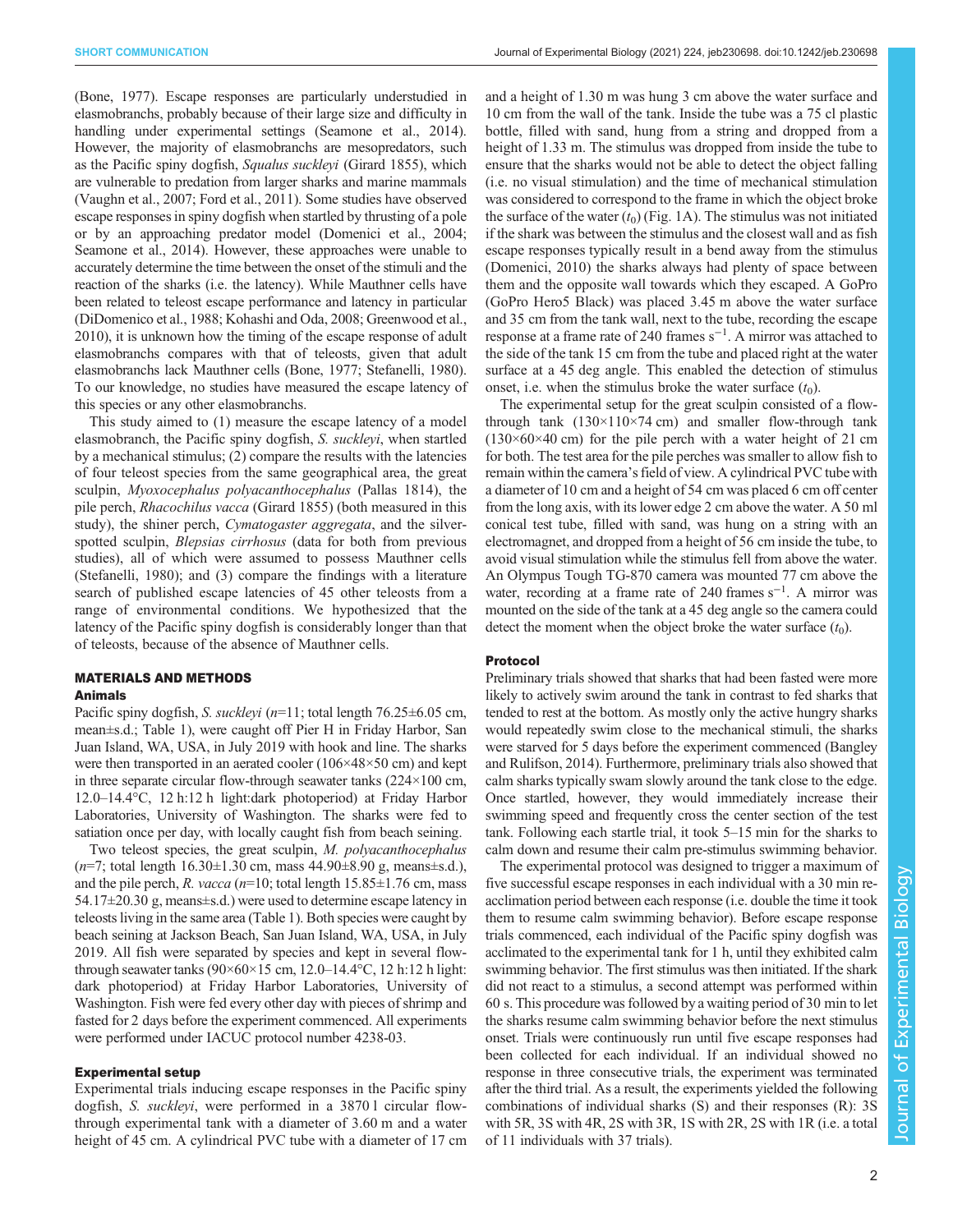(Bone, 1977). Escape responses are particularly understudied in elasmobranchs, probably because of their large size and difficulty in handling under experimental settings (Seamone et al., 2014). However, the majority of elasmobranchs are mesopredators, such as the Pacific spiny dogfish, *Squalus suckleyi* (Girard 1855), which are vulnerable to predation from larger sharks and marine mammals (Vaughn et al., 2007; Ford et al., 2011). Some studies have observed escape responses in spiny dogfish when startled by thrusting of a pole or by an approaching predator model (Domenici et al., 2004; Seamone et al., 2014). However, these approaches were unable to accurately determine the time between the onset of the stimuli and the reaction of the sharks (i.e. the latency). While Mauthner cells have been related to teleost escape performance and latency in particular (DiDomenico et al., 1988; Kohashi and Oda, 2008; Greenwood et al., 2010), it is unknown how the timing of the escape response of adult elasmobranchs compares with that of teleosts, given that adult elasmobranchs lack Mauthner cells (Bone, 1977; Stefanelli, 1980). To our knowledge, no studies have measured the escape latency of this species or any other elasmobranchs.

This study aimed to (1) measure the escape latency of a model elasmobranch, the Pacific spiny dogfish, *S. suckleyi*, when startled by a mechanical stimulus; (2) compare the results with the latencies of four teleost species from the same geographical area, the great sculpin, *Myoxocephalus polyacanthocephalus* (Pallas 1814), the pile perch, *Rhacochilus vacca* (Girard 1855) (both measured in this study), the shiner perch, *Cymatogaster aggregata*, and the silver-spotted sculpin, *Blepsias cirrhosus* (data for both from previous studies), all of which were assumed to possess Mauthner cells (Stefanelli, 1980); and (3) compare the findings with a literature search of published escape latencies of 45 other teleosts from a range of environmental conditions. We hypothesized that the latency of the Pacific spiny dogfish is considerably longer than that of teleosts, because of the absence of Mauthner cells.

## MATERIALS AND METHODS

### Animals

Pacific spiny dogfish, *S. suckleyi* ($n$=11; total length 76.25±6.05 cm, mean±s.d.; Table 1), were caught off Pier H in Friday Harbor, San Juan Island, WA, USA, in July 2019 with hook and line. The sharks were then transported in an aerated cooler (106×48×50 cm) and kept in three separate circular flow-through seawater tanks (224×100 cm, 12.0–14.4°C, 12 h:12 h light:dark photoperiod) at Friday Harbor Laboratories, University of Washington. The sharks were fed to satiation once per day, with locally caught fish from beach seining.

Two teleost species, the great sculpin, *M. polyacanthocephalus* ($n$=7; total length 16.30±1.30 cm, mass 44.90±8.90 g, means±s.d.), and the pile perch, *R. vacca* ($n$=10; total length 15.85±1.76 cm, mass 54.17±20.30 g, means±s.d.) were used to determine escape latency in teleosts living in the same area (Table 1). Both species were caught by beach seining at Jackson Beach, San Juan Island, WA, USA, in July 2019. All fish were separated by species and kept in several flow-through seawater tanks (90×60×15 cm, 12.0–14.4°C, 12 h:12 h light: dark photoperiod) at Friday Harbor Laboratories, University of Washington. Fish were fed every other day with pieces of shrimp and fasted for 2 days before the experiment commenced. All experiments were performed under IACUC protocol number 4238-03.

### Experimental setup

Experimental trials inducing escape responses in the Pacific spiny dogfish, *S. suckleyi*, were performed in a 3870 l circular flow-through experimental tank with a diameter of 3.60 m and a water height of 45 cm. A cylindrical PVC tube with a diameter of 17 cm and a height of 1.30 m was hung 3 cm above the water surface and 10 cm from the wall of the tank. Inside the tube was a 75 cl plastic bottle, filled with sand, hung from a string and dropped from a height of 1.33 m. The stimulus was dropped from inside the tube to ensure that the sharks would not be able to detect the object falling (i.e. no visual stimulation) and the time of mechanical stimulation was considered to correspond to the frame in which the object broke the surface of the water ($t_0$) (Fig. 1A). The stimulus was not initiated if the shark was between the stimulus and the closest wall and as fish escape responses typically result in a bend away from the stimulus (Domenici, 2010) the sharks always had plenty of space between them and the opposite wall towards which they escaped. A GoPro (GoPro Hero5 Black) was placed 3.45 m above the water surface and 35 cm from the tank wall, next to the tube, recording the escape response at a frame rate of 240 frames s$^{-1}$. A mirror was attached to the side of the tank 15 cm from the tube and placed right at the water surface at a 45 deg angle. This enabled the detection of stimulus onset, i.e. when the stimulus broke the water surface ($t_0$).

The experimental setup for the great sculpin consisted of a flow-through tank (130×110×74 cm) and smaller flow-through tank (130×60×40 cm) for the pile perch with a water height of 21 cm for both. The test area for the pile perches was smaller to allow fish to remain within the camera's field of view. A cylindrical PVC tube with a diameter of 10 cm and a height of 54 cm was placed 6 cm off center from the long axis, with its lower edge 2 cm above the water. A 50 ml conical test tube, filled with sand, was hung on a string with an electromagnet, and dropped from a height of 56 cm inside the tube, to avoid visual stimulation while the stimulus fell from above the water. An Olympus Tough TG-870 camera was mounted 77 cm above the water, recording at a frame rate of 240 frames s$^{-1}$. A mirror was mounted on the side of the tank at a 45 deg angle so the camera could detect the moment when the object broke the water surface ($t_0$).

### Protocol

Preliminary trials showed that sharks that had been fasted were more likely to actively swim around the tank in contrast to fed sharks that tended to rest at the bottom. As mostly only the active hungry sharks would repeatedly swim close to the mechanical stimuli, the sharks were starved for 5 days before the experiment commenced (Bangley and Rulifson, 2014). Furthermore, preliminary trials also showed that calm sharks typically swam slowly around the tank close to the edge. Once startled, however, they would immediately increase their swimming speed and frequently cross the center section of the test tank. Following each startle trial, it took 5–15 min for the sharks to calm down and resume their calm pre-stimulus swimming behavior.

The experimental protocol was designed to trigger a maximum of five successful escape responses in each individual with a 30 min re-acclimation period between each response (i.e. double the time it took them to resume calm swimming behavior). Before escape response trials commenced, each individual of the Pacific spiny dogfish was acclimated to the experimental tank for 1 h, until they exhibited calm swimming behavior. The first stimulus was then initiated. If the shark did not react to a stimulus, a second attempt was performed within 60 s. This procedure was followed by a waiting period of 30 min to let the sharks resume calm swimming behavior before the next stimulus onset. Trials were continuously run until five escape responses had been collected for each individual. If an individual showed no response in three consecutive trials, the experiment was terminated after the third trial. As a result, the experiments yielded the following combinations of individual sharks (S) and their responses (R): 3S with 5R, 3S with 4R, 2S with 3R, 1S with 2R, 2S with 1R (i.e. a total of 11 individuals with 37 trials).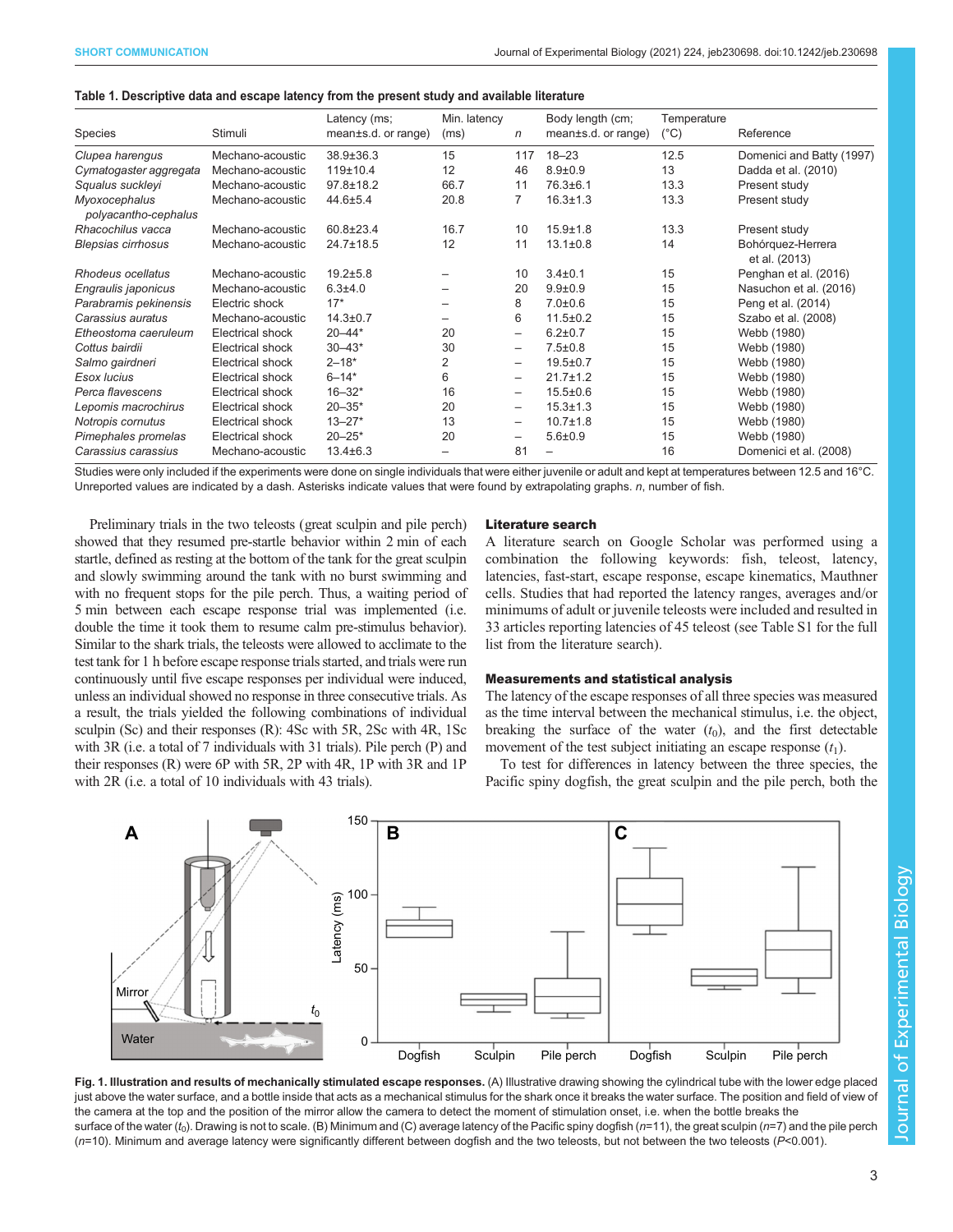**Table 1. Descriptive data and escape latency from the present study and available literature**

| Species | Stimuli | Latency (ms; mean±s.d. or range) | Min. latency (ms) | *n* | Body length (cm; mean±s.d. or range) | Temperature (°C) | Reference |
|---|---|---|---|---|---|---|---|
| *Clupea harengus* | Mechano-acoustic | 38.9±36.3 | 15 | 117 | 18–23 | 12.5 | Domenici and Batty (1997) |
| *Cymatogaster aggregata* | Mechano-acoustic | 119±10.4 | 12 | 46 | 8.9±0.9 | 13 | Dadda et al. (2010) |
| *Squalus suckleyi* | Mechano-acoustic | 97.8±18.2 | 66.7 | 11 | 76.3±6.1 | 13.3 | Present study |
| *Myoxocephalus polyacantho-cephalus* | Mechano-acoustic | 44.6±5.4 | 20.8 | 7 | 16.3±1.3 | 13.3 | Present study |
| *Rhacochilus vacca* | Mechano-acoustic | 60.8±23.4 | 16.7 | 10 | 15.9±1.8 | 13.3 | Present study |
| *Blepsias cirrhosus* | Mechano-acoustic | 24.7±18.5 | 12 | 11 | 13.1±0.8 | 14 | Bohórquez-Herrera et al. (2013) |
| *Rhodeus ocellatus* | Mechano-acoustic | 19.2±5.8 | – | 10 | 3.4±0.1 | 15 | Penghan et al. (2016) |
| *Engraulis japonicus* | Mechano-acoustic | 6.3±4.0 | – | 20 | 9.9±0.9 | 15 | Nasuchon et al. (2016) |
| *Parabramis pekinensis* | Electric shock | 17* | – | 8 | 7.0±0.6 | 15 | Peng et al. (2014) |
| *Carassius auratus* | Mechano-acoustic | 14.3±0.7 | – | 6 | 11.5±0.2 | 15 | Szabo et al. (2008) |
| *Etheostoma caeruleum* | Electrical shock | 20–44* | 20 | – | 6.2±0.7 | 15 | Webb (1980) |
| *Cottus bairdii* | Electrical shock | 30–43* | 30 | – | 7.5±0.8 | 15 | Webb (1980) |
| *Salmo gairdneri* | Electrical shock | 2–18* | 2 | – | 19.5±0.7 | 15 | Webb (1980) |
| *Esox lucius* | Electrical shock | 6–14* | 6 | – | 21.7±1.2 | 15 | Webb (1980) |
| *Perca flavescens* | Electrical shock | 16–32* | 16 | – | 15.5±0.6 | 15 | Webb (1980) |
| *Lepomis macrochirus* | Electrical shock | 20–35* | 20 | – | 15.3±1.3 | 15 | Webb (1980) |
| *Notropis cornutus* | Electrical shock | 13–27* | 13 | – | 10.7±1.8 | 15 | Webb (1980) |
| *Pimephales promelas* | Electrical shock | 20–25* | 20 | – | 5.6±0.9 | 15 | Webb (1980) |
| *Carassius carassius* | Mechano-acoustic | 13.4±6.3 | – | 81 | – | 16 | Domenici et al. (2008) |

Studies were only included if the experiments were done on single individuals that were either juvenile or adult and kept at temperatures between 12.5 and 16°C. Unreported values are indicated by a dash. Asterisks indicate values that were found by extrapolating graphs. *n*, number of fish.

Preliminary trials in the two teleosts (great sculpin and pile perch) showed that they resumed pre-startle behavior within 2 min of each startle, defined as resting at the bottom of the tank for the great sculpin and slowly swimming around the tank with no burst swimming and with no frequent stops for the pile perch. Thus, a waiting period of 5 min between each escape response trial was implemented (i.e. double the time it took them to resume calm pre-stimulus behavior). Similar to the shark trials, the teleosts were allowed to acclimate to the test tank for 1 h before escape response trials started, and trials were run continuously until five escape responses per individual were induced, unless an individual showed no response in three consecutive trials. As a result, the trials yielded the following combinations of individual sculpin (Sc) and their responses (R): 4Sc with 5R, 2Sc with 4R, 1Sc with 3R (i.e. a total of 7 individuals with 31 trials). Pile perch (P) and their responses (R) were 6P with 5R, 2P with 4R, 1P with 3R and 1P with 2R (i.e. a total of 10 individuals with 43 trials).

### Literature search

A literature search on Google Scholar was performed using a combination the following keywords: fish, teleost, latency, latencies, fast-start, escape response, escape kinematics, Mauthner cells. Studies that had reported the latency ranges, averages and/or minimums of adult or juvenile teleosts were included and resulted in 33 articles reporting latencies of 45 teleost (see Table S1 for the full list from the literature search).

### Measurements and statistical analysis

The latency of the escape responses of all three species was measured as the time interval between the mechanical stimulus, i.e. the object, breaking the surface of the water ($t_0$), and the first detectable movement of the test subject initiating an escape response ($t_1$).

To test for differences in latency between the three species, the Pacific spiny dogfish, the great sculpin and the pile perch, both the

**Fig. 1. Illustration and results of mechanically stimulated escape responses.** (A) Illustrative drawing showing the cylindrical tube with the lower edge placed just above the water surface, and a bottle inside that acts as a mechanical stimulus for the shark once it breaks the water surface. The position and field of view of the camera at the top and the position of the mirror allow the camera to detect the moment of stimulation onset, i.e. when the bottle breaks the surface of the water ($t_0$). Drawing is not to scale. (B) Minimum and (C) average latency of the Pacific spiny dogfish (*n*=11), the great sculpin (*n*=7) and the pile perch (*n*=10). Minimum and average latency were significantly different between dogfish and the two teleosts, but not between the two teleosts (*P*<0.001).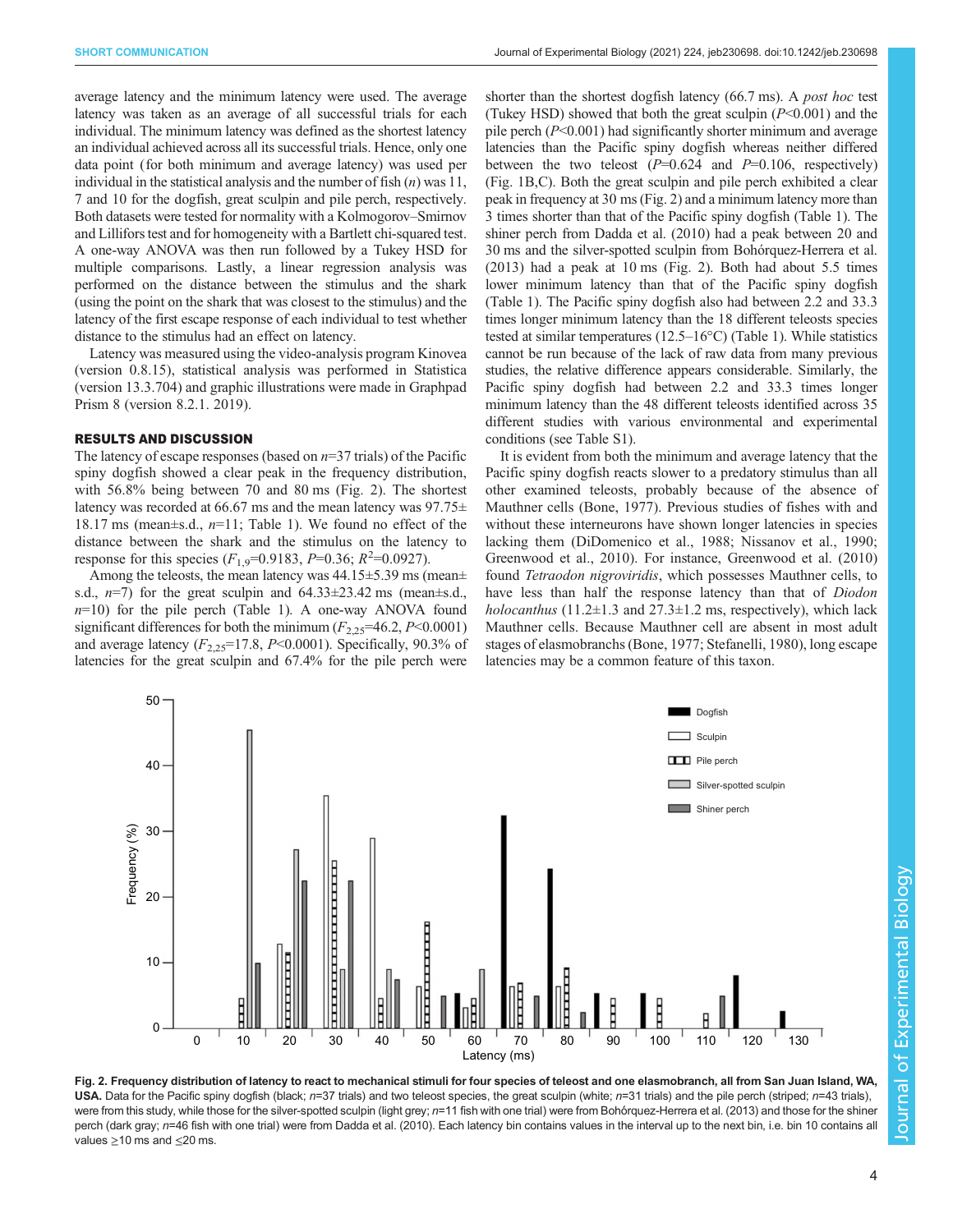average latency and the minimum latency were used. The average latency was taken as an average of all successful trials for each individual. The minimum latency was defined as the shortest latency an individual achieved across all its successful trials. Hence, only one data point (for both minimum and average latency) was used per individual in the statistical analysis and the number of fish ($n$) was 11, 7 and 10 for the dogfish, great sculpin and pile perch, respectively. Both datasets were tested for normality with a Kolmogorov–Smirnov and Lillifors test and for homogeneity with a Bartlett chi-squared test. A one-way ANOVA was then run followed by a Tukey HSD for multiple comparisons. Lastly, a linear regression analysis was performed on the distance between the stimulus and the shark (using the point on the shark that was closest to the stimulus) and the latency of the first escape response of each individual to test whether distance to the stimulus had an effect on latency.

Latency was measured using the video-analysis program Kinovea (version 0.8.15), statistical analysis was performed in Statistica (version 13.3.704) and graphic illustrations were made in Graphpad Prism 8 (version 8.2.1. 2019).

## RESULTS AND DISCUSSION

The latency of escape responses (based on $n$=37 trials) of the Pacific spiny dogfish showed a clear peak in the frequency distribution, with 56.8% being between 70 and 80 ms (Fig. 2). The shortest latency was recorded at 66.67 ms and the mean latency was 97.75±18.17 ms (mean±s.d., $n$=11; Table 1). We found no effect of the distance between the shark and the stimulus on the latency to response for this species ($F_{1,9}$=0.9183, $P$=0.36; $R^2$=0.0927).

Among the teleosts, the mean latency was 44.15±5.39 ms (mean±s.d., $n$=7) for the great sculpin and 64.33±23.42 ms (mean±s.d., $n$=10) for the pile perch (Table 1). A one-way ANOVA found significant differences for both the minimum ($F_{2,25}$=46.2, $P$<0.0001) and average latency ($F_{2,25}$=17.8, $P$<0.0001). Specifically, 90.3% of latencies for the great sculpin and 67.4% for the pile perch were shorter than the shortest dogfish latency (66.7 ms). A *post hoc* test (Tukey HSD) showed that both the great sculpin ($P$<0.001) and the pile perch ($P$<0.001) had significantly shorter minimum and average latencies than the Pacific spiny dogfish whereas neither differed between the two teleost ($P$=0.624 and $P$=0.106, respectively) (Fig. 1B,C). Both the great sculpin and pile perch exhibited a clear peak in frequency at 30 ms (Fig. 2) and a minimum latency more than 3 times shorter than that of the Pacific spiny dogfish (Table 1). The shiner perch from Dadda et al. (2010) had a peak between 20 and 30 ms and the silver-spotted sculpin from Bohórquez-Herrera et al. (2013) had a peak at 10 ms (Fig. 2). Both had about 5.5 times lower minimum latency than that of the Pacific spiny dogfish (Table 1). The Pacific spiny dogfish also had between 2.2 and 33.3 times longer minimum latency than the 18 different teleosts species tested at similar temperatures (12.5–16°C) (Table 1). While statistics cannot be run because of the lack of raw data from many previous studies, the relative difference appears considerable. Similarly, the Pacific spiny dogfish had between 2.2 and 33.3 times longer minimum latency than the 48 different teleosts identified across 35 different studies with various environmental and experimental conditions (see Table S1).

It is evident from both the minimum and average latency that the Pacific spiny dogfish reacts slower to a predatory stimulus than all other examined teleosts, probably because of the absence of Mauthner cells (Bone, 1977). Previous studies of fishes with and without these interneurons have shown longer latencies in species lacking them (DiDomenico et al., 1988; Nissanov et al., 1990; Greenwood et al., 2010). For instance, Greenwood et al. (2010) found *Tetraodon nigroviridis*, which possesses Mauthner cells, to have less than half the response latency than that of *Diodon holocanthus* (11.2±1.3 and 27.3±1.2 ms, respectively), which lack Mauthner cells. Because Mauthner cell are absent in most adult stages of elasmobranchs (Bone, 1977; Stefanelli, 1980), long escape latencies may be a common feature of this taxon.

**Fig. 2. Frequency distribution of latency to react to mechanical stimuli for four species of teleost and one elasmobranch, all from San Juan Island, WA, USA.** Data for the Pacific spiny dogfish (black; $n$=37 trials) and two teleost species, the great sculpin (white; $n$=31 trials) and the pile perch (striped; $n$=43 trials), were from this study, while those for the silver-spotted sculpin (light grey; $n$=11 fish with one trial) were from Bohórquez-Herrera et al. (2013) and those for the shiner perch (dark gray; $n$=46 fish with one trial) were from Dadda et al. (2010). Each latency bin contains values in the interval up to the next bin, i.e. bin 10 contains all values ≥10 ms and ≤20 ms.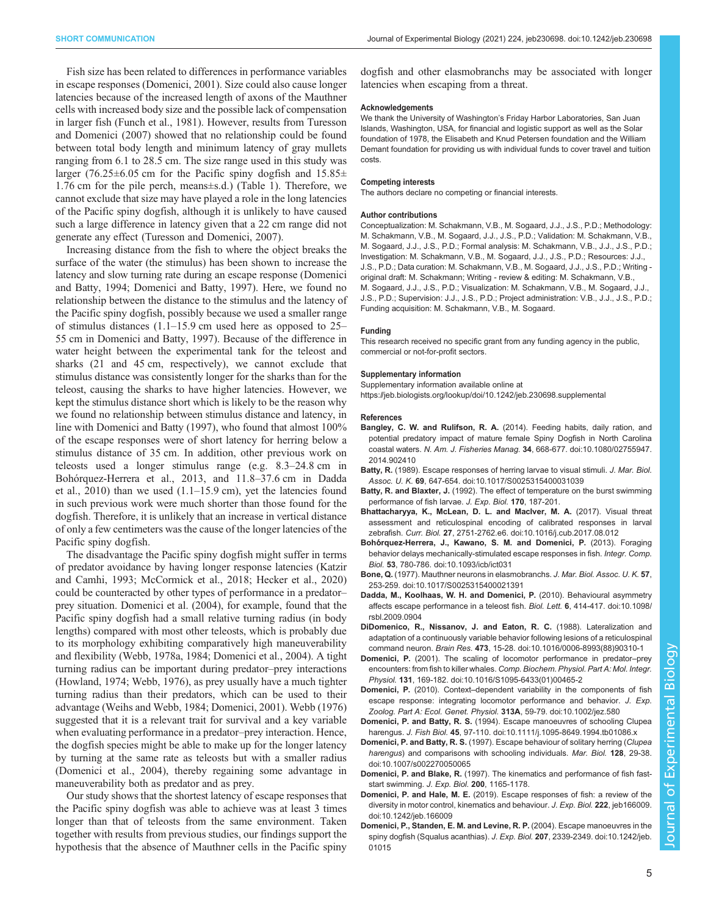Fish size has been related to differences in performance variables in escape responses (Domenici, 2001). Size could also cause longer latencies because of the increased length of axons of the Mauthner cells with increased body size and the possible lack of compensation in larger fish (Funch et al., 1981). However, results from Turesson and Domenici (2007) showed that no relationship could be found between total body length and minimum latency of gray mullets ranging from 6.1 to 28.5 cm. The size range used in this study was larger (76.25±6.05 cm for the Pacific spiny dogfish and 15.85±1.76 cm for the pile perch, means±s.d.) (Table 1). Therefore, we cannot exclude that size may have played a role in the long latencies of the Pacific spiny dogfish, although it is unlikely to have caused such a large difference in latency given that a 22 cm range did not generate any effect (Turesson and Domenici, 2007).

Increasing distance from the fish to where the object breaks the surface of the water (the stimulus) has been shown to increase the latency and slow turning rate during an escape response (Domenici and Batty, 1994; Domenici and Batty, 1997). Here, we found no relationship between the distance to the stimulus and the latency of the Pacific spiny dogfish, possibly because we used a smaller range of stimulus distances (1.1–15.9 cm used here as opposed to 25–55 cm in Domenici and Batty, 1997). Because of the difference in water height between the experimental tank for the teleost and sharks (21 and 45 cm, respectively), we cannot exclude that stimulus distance was consistently longer for the sharks than for the teleost, causing the sharks to have higher latencies. However, we kept the stimulus distance short which is likely to be the reason why we found no relationship between stimulus distance and latency, in line with Domenici and Batty (1997), who found that almost 100% of the escape responses were of short latency for herring below a stimulus distance of 35 cm. In addition, other previous work on teleosts used a longer stimulus range (e.g. 8.3–24.8 cm in Bohórquez-Herrera et al., 2013, and 11.8–37.6 cm in Dadda et al., 2010) than we used (1.1–15.9 cm), yet the latencies found in such previous work were much shorter than those found for the dogfish. Therefore, it is unlikely that an increase in vertical distance of only a few centimeters was the cause of the longer latencies of the Pacific spiny dogfish.

The disadvantage the Pacific spiny dogfish might suffer in terms of predator avoidance by having longer response latencies (Katzir and Camhi, 1993; McCormick et al., 2018; Hecker et al., 2020) could be counteracted by other types of performance in a predator–prey situation. Domenici et al. (2004), for example, found that the Pacific spiny dogfish had a small relative turning radius (in body lengths) compared with most other teleosts, which is probably due to its morphology exhibiting comparatively high maneuverability and flexibility (Webb, 1978a, 1984; Domenici et al., 2004). A tight turning radius can be important during predator–prey interactions (Howland, 1974; Webb, 1976), as prey usually have a much tighter turning radius than their predators, which can be used to their advantage (Weihs and Webb, 1984; Domenici, 2001). Webb (1976) suggested that it is a relevant trait for survival and a key variable when evaluating performance in a predator–prey interaction. Hence, the dogfish species might be able to make up for the longer latency by turning at the same rate as teleosts but with a smaller radius (Domenici et al., 2004), thereby regaining some advantage in maneuverability both as predator and as prey.

Our study shows that the shortest latency of escape responses that the Pacific spiny dogfish was able to achieve was at least 3 times longer than that of teleosts from the same environment. Taken together with results from previous studies, our findings support the hypothesis that the absence of Mauthner cells in the Pacific spiny dogfish and other elasmobranchs may be associated with longer latencies when escaping from a threat.

#### Acknowledgements

We thank the University of Washington's Friday Harbor Laboratories, San Juan Islands, Washington, USA, for financial and logistic support as well as the Solar foundation of 1978, the Elisabeth and Knud Petersen foundation and the William Demant foundation for providing us with individual funds to cover travel and tuition costs.

#### Competing interests

The authors declare no competing or financial interests.

#### Author contributions

Conceptualization: M. Schakmann, V.B., M. Sogaard, J.J., J.S., P.D.; Methodology: M. Schakmann, V.B., M. Sogaard, J.J., J.S., P.D.; Validation: M. Schakmann, V.B., M. Sogaard, J.J., J.S., P.D.; Formal analysis: M. Schakmann, V.B., J.J., J.S., P.D.; Investigation: M. Schakmann, V.B., M. Sogaard, J.J., J.S., P.D.; Resources: J.J., J.S., P.D.; Data curation: M. Schakmann, V.B., M. Sogaard, J.J., J.S., P.D.; Writing - original draft: M. Schakmann; Writing - review & editing: M. Schakmann, V.B., M. Sogaard, J.J., J.S., P.D.; Visualization: M. Schakmann, V.B., M. Sogaard, J.J., J.S., P.D.; Supervision: J.J., J.S., P.D.; Project administration: V.B., J.J., J.S., P.D.; Funding acquisition: M. Schakmann, V.B., M. Sogaard.

#### Funding

This research received no specific grant from any funding agency in the public, commercial or not-for-profit sectors.

#### Supplementary information

Supplementary information available online at https://jeb.biologists.org/lookup/doi/10.1242/jeb.230698.supplemental

#### References

**Bangley, C. W. and Rulifson, R. A.** (2014). Feeding habits, daily ration, and potential predatory impact of mature female Spiny Dogfish in North Carolina coastal waters. *N. Am. J. Fisheries Manag.* **34**, 668-677. doi:10.1080/02755947.2014.902410

**Batty, R.** (1989). Escape responses of herring larvae to visual stimuli. *J. Mar. Biol. Assoc. U. K.* **69**, 647-654. doi:10.1017/S0025315400031039

**Batty, R. and Blaxter, J.** (1992). The effect of temperature on the burst swimming performance of fish larvae. *J. Exp. Biol.* **170**, 187-201.

**Bhattacharyya, K., McLean, D. L. and MacIver, M. A.** (2017). Visual threat assessment and reticulospinal encoding of calibrated responses in larval zebrafish. *Curr. Biol.* **27**, 2751-2762.e6. doi:10.1016/j.cub.2017.08.012

**Bohórquez-Herrera, J., Kawano, S. M. and Domenici, P.** (2013). Foraging behavior delays mechanically-stimulated escape responses in fish. *Integr. Comp. Biol.* **53**, 780-786. doi:10.1093/icb/ict031

**Bone, Q.** (1977). Mauthner neurons in elasmobranchs. *J. Mar. Biol. Assoc. U. K.* **57**, 253-259. doi:10.1017/S0025315400021391

**Dadda, M., Koolhaas, W. H. and Domenici, P.** (2010). Behavioural asymmetry affects escape performance in a teleost fish. *Biol. Lett.* **6**, 414-417. doi:10.1098/rsbl.2009.0904

**DiDomenico, R., Nissanov, J. and Eaton, R. C.** (1988). Lateralization and adaptation of a continuously variable behavior following lesions of a reticulospinal command neuron. *Brain Res.* **473**, 15-28. doi:10.1016/0006-8993(88)90310-1

**Domenici, P.** (2001). The scaling of locomotor performance in predator–prey encounters: from fish to killer whales. *Comp. Biochem. Physiol. Part A: Mol. Integr. Physiol.* **131**, 169-182. doi:10.1016/S1095-6433(01)00465-2

**Domenici, P.** (2010). Context–dependent variability in the components of fish escape response: integrating locomotor performance and behavior. *J. Exp. Zoolog. Part A: Ecol. Genet. Physiol.* **313A**, 59-79. doi:10.1002/jez.580

**Domenici, P. and Batty, R. S.** (1994). Escape manoeuvres of schooling Clupea harengus. *J. Fish Biol.* **45**, 97-110. doi:10.1111/j.1095-8649.1994.tb01086.x

**Domenici, P. and Batty, R. S.** (1997). Escape behaviour of solitary herring (*Clupea harengus*) and comparisons with schooling individuals. *Mar. Biol.* **128**, 29-38. doi:10.1007/s002270050065

**Domenici, P. and Blake, R.** (1997). The kinematics and performance of fish fast-start swimming. *J. Exp. Biol.* **200**, 1165-1178.

**Domenici, P. and Hale, M. E.** (2019). Escape responses of fish: a review of the diversity in motor control, kinematics and behaviour. *J. Exp. Biol.* **222**, jeb166009. doi:10.1242/jeb.166009

**Domenici, P., Standen, E. M. and Levine, R. P.** (2004). Escape manoeuvres in the spiny dogfish (Squalus acanthias). *J. Exp. Biol.* **207**, 2339-2349. doi:10.1242/jeb.01015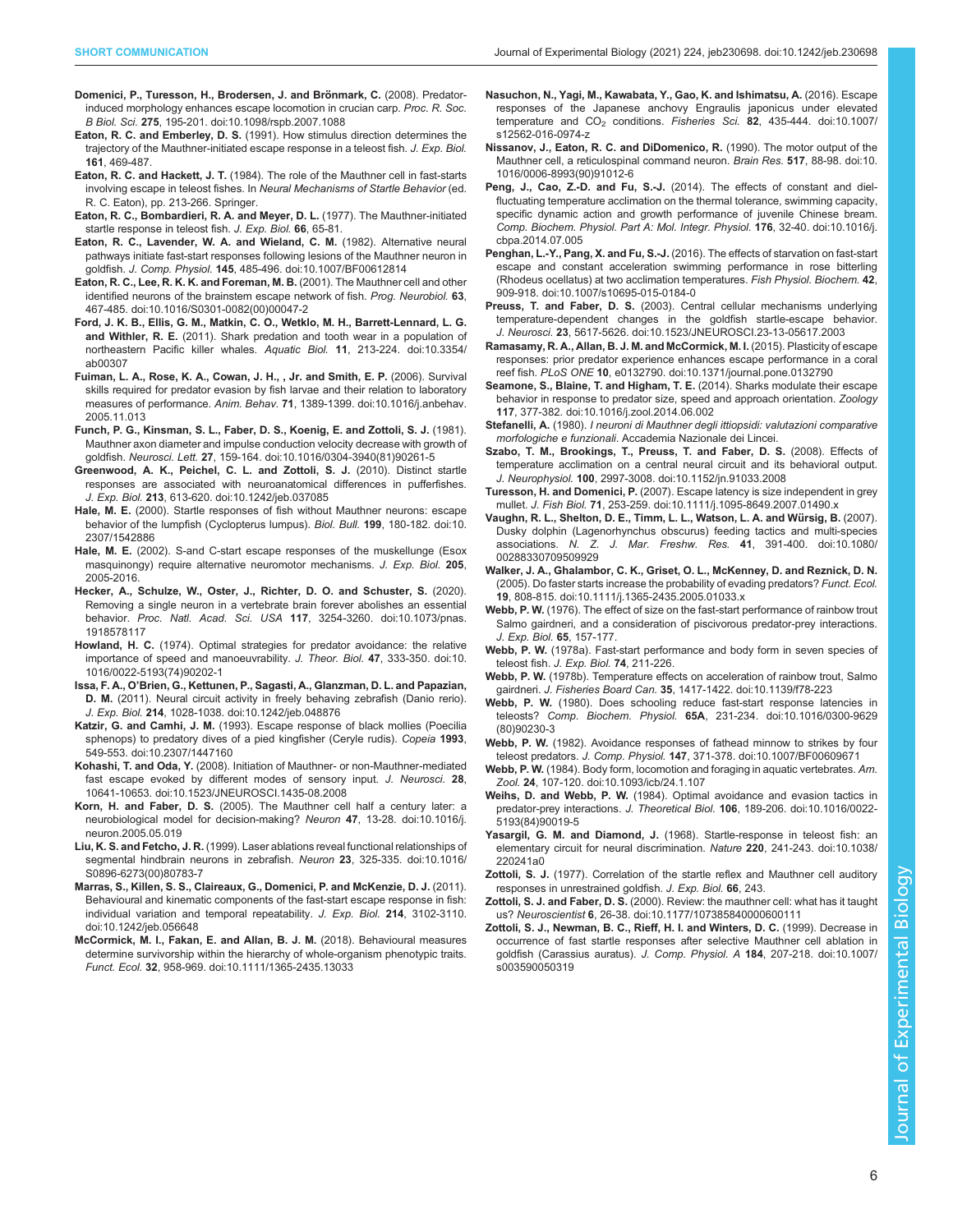**Domenici, P., Turesson, H., Brodersen, J. and Brönmark, C.** (2008). Predator-induced morphology enhances escape locomotion in crucian carp. *Proc. R. Soc. B Biol. Sci.* **275**, 195-201. doi:10.1098/rspb.2007.1088

**Eaton, R. C. and Emberley, D. S.** (1991). How stimulus direction determines the trajectory of the Mauthner-initiated escape response in a teleost fish. *J. Exp. Biol.* **161**, 469-487.

**Eaton, R. C. and Hackett, J. T.** (1984). The role of the Mauthner cell in fast-starts involving escape in teleost fishes. In *Neural Mechanisms of Startle Behavior* (ed. R. C. Eaton), pp. 213-266. Springer.

**Eaton, R. C., Bombardieri, R. A. and Meyer, D. L.** (1977). The Mauthner-initiated startle response in teleost fish. *J. Exp. Biol.* **66**, 65-81.

**Eaton, R. C., Lavender, W. A. and Wieland, C. M.** (1982). Alternative neural pathways initiate fast-start responses following lesions of the Mauthner neuron in goldfish. *J. Comp. Physiol.* **145**, 485-496. doi:10.1007/BF00612814

**Eaton, R. C., Lee, R. K. K. and Foreman, M. B.** (2001). The Mauthner cell and other identified neurons of the brainstem escape network of fish. *Prog. Neurobiol.* **63**, 467-485. doi:10.1016/S0301-0082(00)00047-2

**Ford, J. K. B., Ellis, G. M., Matkin, C. O., Wetklo, M. H., Barrett-Lennard, L. G. and Withler, R. E.** (2011). Shark predation and tooth wear in a population of northeastern Pacific killer whales. *Aquatic Biol.* **11**, 213-224. doi:10.3354/ab00307

**Fuiman, L. A., Rose, K. A., Cowan, J. H., , Jr. and Smith, E. P.** (2006). Survival skills required for predator evasion by fish larvae and their relation to laboratory measures of performance. *Anim. Behav.* **71**, 1389-1399. doi:10.1016/j.anbehav.2005.11.013

**Funch, P. G., Kinsman, S. L., Faber, D. S., Koenig, E. and Zottoli, S. J.** (1981). Mauthner axon diameter and impulse conduction velocity decrease with growth of goldfish. *Neurosci. Lett.* **27**, 159-164. doi:10.1016/0304-3940(81)90261-5

**Greenwood, A. K., Peichel, C. L. and Zottoli, S. J.** (2010). Distinct startle responses are associated with neuroanatomical differences in pufferfishes. *J. Exp. Biol.* **213**, 613-620. doi:10.1242/jeb.037085

**Hale, M. E.** (2000). Startle responses of fish without Mauthner neurons: escape behavior of the lumpfish (Cyclopterus lumpus). *Biol. Bull.* **199**, 180-182. doi:10.2307/1542886

**Hale, M. E.** (2002). S-and C-start escape responses of the muskellunge (Esox masquinongy) require alternative neuromotor mechanisms. *J. Exp. Biol.* **205**, 2005-2016.

**Hecker, A., Schulze, W., Oster, J., Richter, D. O. and Schuster, S.** (2020). Removing a single neuron in a vertebrate brain forever abolishes an essential behavior. *Proc. Natl. Acad. Sci. USA* **117**, 3254-3260. doi:10.1073/pnas.1918578117

**Howland, H. C.** (1974). Optimal strategies for predator avoidance: the relative importance of speed and manoeuvrability. *J. Theor. Biol.* **47**, 333-350. doi:10.1016/0022-5193(74)90202-1

**Issa, F. A., O'Brien, G., Kettunen, P., Sagasti, A., Glanzman, D. L. and Papazian, D. M.** (2011). Neural circuit activity in freely behaving zebrafish (Danio rerio). *J. Exp. Biol.* **214**, 1028-1038. doi:10.1242/jeb.048876

**Katzir, G. and Camhi, J. M.** (1993). Escape response of black mollies (Poecilia sphenops) to predatory dives of a pied kingfisher (Ceryle rudis). *Copeia* **1993**, 549-553. doi:10.2307/1447160

**Kohashi, T. and Oda, Y.** (2008). Initiation of Mauthner- or non-Mauthner-mediated fast escape evoked by different modes of sensory input. *J. Neurosci.* **28**, 10641-10653. doi:10.1523/JNEUROSCI.1435-08.2008

**Korn, H. and Faber, D. S.** (2005). The Mauthner cell half a century later: a neurobiological model for decision-making? *Neuron* **47**, 13-28. doi:10.1016/j.neuron.2005.05.019

**Liu, K. S. and Fetcho, J. R.** (1999). Laser ablations reveal functional relationships of segmental hindbrain neurons in zebrafish. *Neuron* **23**, 325-335. doi:10.1016/S0896-6273(00)80783-7

**Marras, S., Killen, S. S., Claireaux, G., Domenici, P. and McKenzie, D. J.** (2011). Behavioural and kinematic components of the fast-start escape response in fish: individual variation and temporal repeatability. *J. Exp. Biol.* **214**, 3102-3110. doi:10.1242/jeb.056648

**McCormick, M. I., Fakan, E. and Allan, B. J. M.** (2018). Behavioural measures determine survivorship within the hierarchy of whole-organism phenotypic traits. *Funct. Ecol.* **32**, 958-969. doi:10.1111/1365-2435.13033

**Nasuchon, N., Yagi, M., Kawabata, Y., Gao, K. and Ishimatsu, A.** (2016). Escape responses of the Japanese anchovy Engraulis japonicus under elevated temperature and $CO_2$ conditions. *Fisheries Sci.* **82**, 435-444. doi:10.1007/s12562-016-0974-z

**Nissanov, J., Eaton, R. C. and DiDomenico, R.** (1990). The motor output of the Mauthner cell, a reticulospinal command neuron. *Brain Res.* **517**, 88-98. doi:10.1016/0006-8993(90)91012-6

**Peng, J., Cao, Z.-D. and Fu, S.-J.** (2014). The effects of constant and diel-fluctuating temperature acclimation on the thermal tolerance, swimming capacity, specific dynamic action and growth performance of juvenile Chinese bream. *Comp. Biochem. Physiol. Part A: Mol. Integr. Physiol.* **176**, 32-40. doi:10.1016/j.cbpa.2014.07.005

**Penghan, L.-Y., Pang, X. and Fu, S.-J.** (2016). The effects of starvation on fast-start escape and constant acceleration swimming performance in rose bitterling (Rhodeus ocellatus) at two acclimation temperatures. *Fish Physiol. Biochem.* **42**, 909-918. doi:10.1007/s10695-015-0184-0

**Preuss, T. and Faber, D. S.** (2003). Central cellular mechanisms underlying temperature-dependent changes in the goldfish startle-escape behavior. *J. Neurosci.* **23**, 5617-5626. doi:10.1523/JNEUROSCI.23-13-05617.2003

**Ramasamy, R. A., Allan, B. J. M. and McCormick, M. I.** (2015). Plasticity of escape responses: prior predator experience enhances escape performance in a coral reef fish. *PLoS ONE* **10**, e0132790. doi:10.1371/journal.pone.0132790

**Seamone, S., Blaine, T. and Higham, T. E.** (2014). Sharks modulate their escape behavior in response to predator size, speed and approach orientation. *Zoology* **117**, 377-382. doi:10.1016/j.zool.2014.06.002

**Stefanelli, A.** (1980). *I neuroni di Mauthner degli ittiopsidi: valutazioni comparative morfologiche e funzionali*. Accademia Nazionale dei Lincei.

**Szabo, T. M., Brookings, T., Preuss, T. and Faber, D. S.** (2008). Effects of temperature acclimation on a central neural circuit and its behavioral output. *J. Neurophysiol.* **100**, 2997-3008. doi:10.1152/jn.91033.2008

**Turesson, H. and Domenici, P.** (2007). Escape latency is size independent in grey mullet. *J. Fish Biol.* **71**, 253-259. doi:10.1111/j.1095-8649.2007.01490.x

**Vaughn, R. L., Shelton, D. E., Timm, L. L., Watson, L. A. and Würsig, B.** (2007). Dusky dolphin (Lagenorhynchus obscurus) feeding tactics and multi-species associations. *N. Z. J. Mar. Freshw. Res.* **41**, 391-400. doi:10.1080/00288330709509929

**Walker, J. A., Ghalambor, C. K., Griset, O. L., McKenney, D. and Reznick, D. N.** (2005). Do faster starts increase the probability of evading predators? *Funct. Ecol.* **19**, 808-815. doi:10.1111/j.1365-2435.2005.01033.x

**Webb, P. W.** (1976). The effect of size on the fast-start performance of rainbow trout Salmo gairdneri, and a consideration of piscivorous predator-prey interactions. *J. Exp. Biol.* **65**, 157-177.

**Webb, P. W.** (1978a). Fast-start performance and body form in seven species of teleost fish. *J. Exp. Biol.* **74**, 211-226.

**Webb, P. W.** (1978b). Temperature effects on acceleration of rainbow trout, Salmo gairdneri. *J. Fisheries Board Can.* **35**, 1417-1422. doi:10.1139/f78-223

**Webb, P. W.** (1980). Does schooling reduce fast-start response latencies in teleosts? *Comp. Biochem. Physiol.* **65A**, 231-234. doi:10.1016/0300-9629(80)90230-3

**Webb, P. W.** (1982). Avoidance responses of fathead minnow to strikes by four teleost predators. *J. Comp. Physiol.* **147**, 371-378. doi:10.1007/BF00609671

**Webb, P. W.** (1984). Body form, locomotion and foraging in aquatic vertebrates. *Am. Zool.* **24**, 107-120. doi:10.1093/icb/24.1.107

**Weihs, D. and Webb, P. W.** (1984). Optimal avoidance and evasion tactics in predator-prey interactions. *J. Theoretical Biol.* **106**, 189-206. doi:10.1016/0022-5193(84)90019-5

**Yasargil, G. M. and Diamond, J.** (1968). Startle-response in teleost fish: an elementary circuit for neural discrimination. *Nature* **220**, 241-243. doi:10.1038/220241a0

**Zottoli, S. J.** (1977). Correlation of the startle reflex and Mauthner cell auditory responses in unrestrained goldfish. *J. Exp. Biol.* **66**, 243.

**Zottoli, S. J. and Faber, D. S.** (2000). Review: the mauthner cell: what has it taught us? *Neuroscientist* **6**, 26-38. doi:10.1177/107385840000600111

**Zottoli, S. J., Newman, B. C., Rieff, H. I. and Winters, D. C.** (1999). Decrease in occurrence of fast startle responses after selective Mauthner cell ablation in goldfish (Carassius auratus). *J. Comp. Physiol. A* **184**, 207-218. doi:10.1007/s003590050319